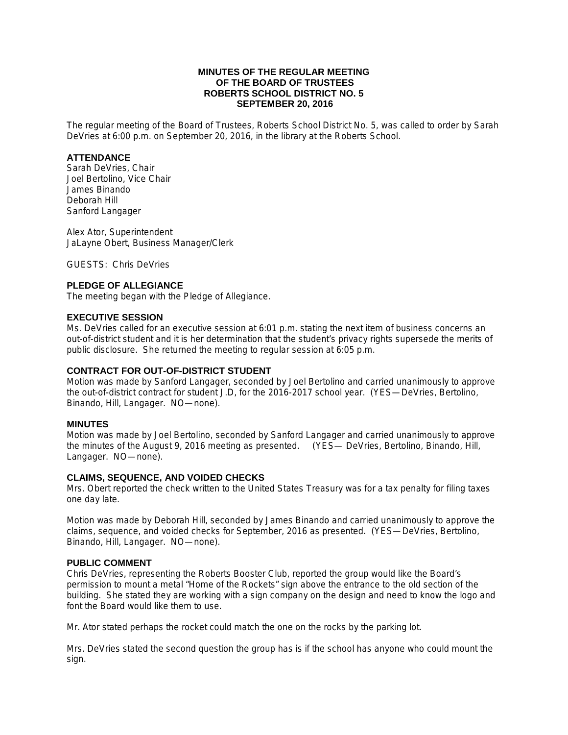# MINUTES OF THE REGULAR MEETING OF THE BOARD OF TRUSTEES ROBERTS SCHOOL DISTRICT NO. 5 SEPTEMBER 20, 2016

The regular meeting of the Board of Trustees, Roberts School District No. 5, was called to order by Sarah DeVries at 6:00 p.m. on September 20, 2016, in the library at the Roberts School.

## ATTENDANCE

Sarah DeVries, Chair
Joel Bertolino, Vice Chair
James Binando
Deborah Hill
Sanford Langager

Alex Ator, Superintendent
JaLayne Obert, Business Manager/Clerk

GUESTS: Chris DeVries

## PLEDGE OF ALLEGIANCE

The meeting began with the Pledge of Allegiance.

## EXECUTIVE SESSION

Ms. DeVries called for an executive session at 6:01 p.m. stating the next item of business concerns an out-of-district student and it is her determination that the student's privacy rights supersede the merits of public disclosure. She returned the meeting to regular session at 6:05 p.m.

## CONTRACT FOR OUT-OF-DISTRICT STUDENT

Motion was made by Sanford Langager, seconded by Joel Bertolino and carried unanimously to approve the out-of-district contract for student J.D, for the 2016-2017 school year. (YES—DeVries, Bertolino, Binando, Hill, Langager. NO—none).

## MINUTES

Motion was made by Joel Bertolino, seconded by Sanford Langager and carried unanimously to approve the minutes of the August 9, 2016 meeting as presented. (YES— DeVries, Bertolino, Binando, Hill, Langager. NO—none).

## CLAIMS, SEQUENCE, AND VOIDED CHECKS

Mrs. Obert reported the check written to the United States Treasury was for a tax penalty for filing taxes one day late.

Motion was made by Deborah Hill, seconded by James Binando and carried unanimously to approve the claims, sequence, and voided checks for September, 2016 as presented. (YES—DeVries, Bertolino, Binando, Hill, Langager. NO—none).

## PUBLIC COMMENT

Chris DeVries, representing the Roberts Booster Club, reported the group would like the Board's permission to mount a metal "Home of the Rockets" sign above the entrance to the old section of the building. She stated they are working with a sign company on the design and need to know the logo and font the Board would like them to use.

Mr. Ator stated perhaps the rocket could match the one on the rocks by the parking lot.

Mrs. DeVries stated the second question the group has is if the school has anyone who could mount the sign.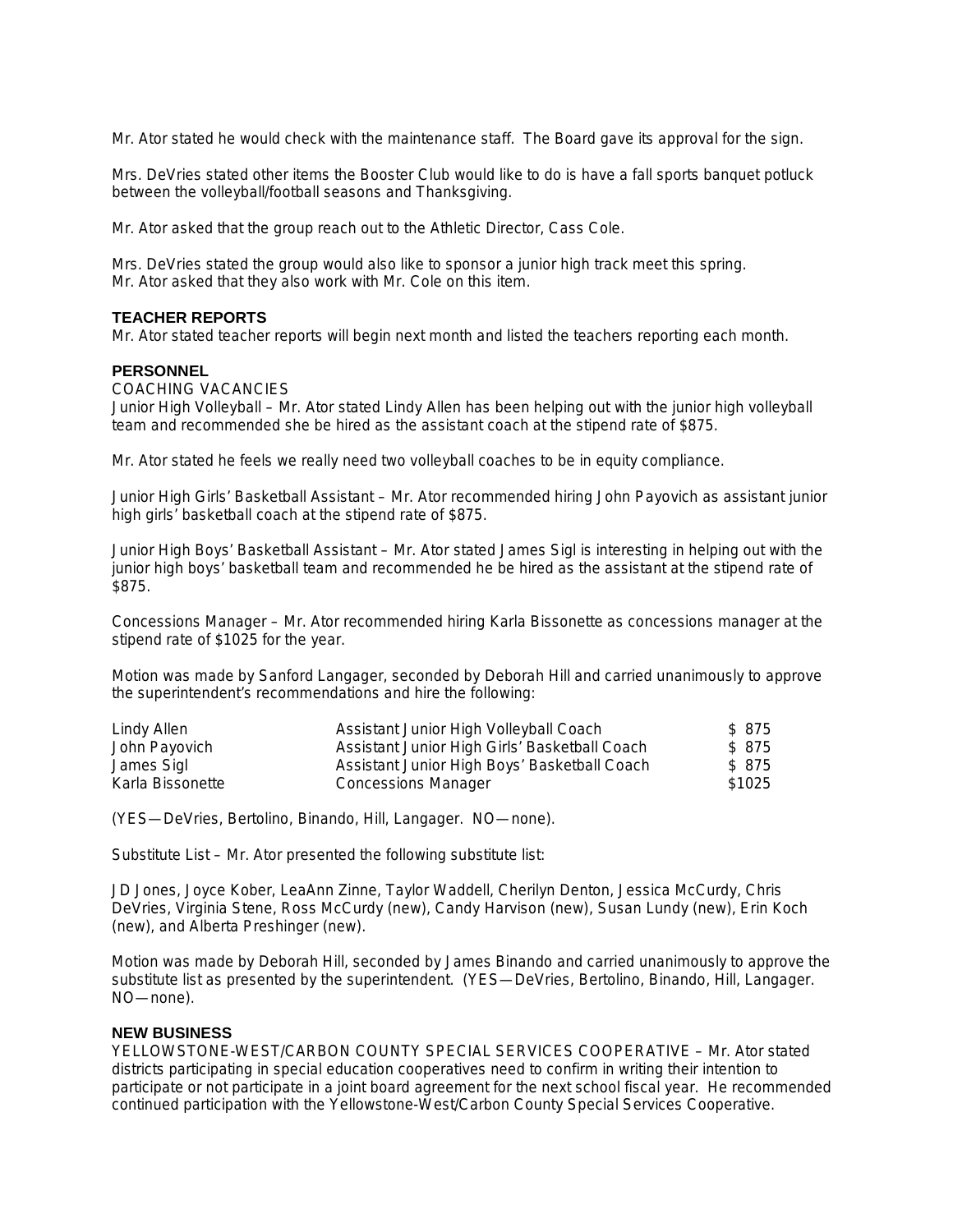Mr. Ator stated he would check with the maintenance staff. The Board gave its approval for the sign.

Mrs. DeVries stated other items the Booster Club would like to do is have a fall sports banquet potluck between the volleyball/football seasons and Thanksgiving.

Mr. Ator asked that the group reach out to the Athletic Director, Cass Cole.

Mrs. DeVries stated the group would also like to sponsor a junior high track meet this spring.
Mr. Ator asked that they also work with Mr. Cole on this item.

### TEACHER REPORTS

Mr. Ator stated teacher reports will begin next month and listed the teachers reporting each month.

### PERSONNEL

COACHING VACANCIES

Junior High Volleyball – Mr. Ator stated Lindy Allen has been helping out with the junior high volleyball team and recommended she be hired as the assistant coach at the stipend rate of $875.

Mr. Ator stated he feels we really need two volleyball coaches to be in equity compliance.

Junior High Girls' Basketball Assistant – Mr. Ator recommended hiring John Payovich as assistant junior high girls' basketball coach at the stipend rate of $875.

Junior High Boys' Basketball Assistant – Mr. Ator stated James Sigl is interesting in helping out with the junior high boys' basketball team and recommended he be hired as the assistant at the stipend rate of $875.

Concessions Manager – Mr. Ator recommended hiring Karla Bissonette as concessions manager at the stipend rate of $1025 for the year.

Motion was made by Sanford Langager, seconded by Deborah Hill and carried unanimously to approve the superintendent's recommendations and hire the following:

| | | |
|---|---|---|
| Lindy Allen | Assistant Junior High Volleyball Coach | $ 875 |
| John Payovich | Assistant Junior High Girls' Basketball Coach | $ 875 |
| James Sigl | Assistant Junior High Boys' Basketball Coach | $ 875 |
| Karla Bissonette | Concessions Manager | $1025 |

(YES—DeVries, Bertolino, Binando, Hill, Langager. NO—none).

Substitute List – Mr. Ator presented the following substitute list:

JD Jones, Joyce Kober, LeaAnn Zinne, Taylor Waddell, Cherilyn Denton, Jessica McCurdy, Chris DeVries, Virginia Stene, Ross McCurdy (new), Candy Harvison (new), Susan Lundy (new), Erin Koch (new), and Alberta Preshinger (new).

Motion was made by Deborah Hill, seconded by James Binando and carried unanimously to approve the substitute list as presented by the superintendent. (YES—DeVries, Bertolino, Binando, Hill, Langager. NO—none).

### NEW BUSINESS

YELLOWSTONE-WEST/CARBON COUNTY SPECIAL SERVICES COOPERATIVE – Mr. Ator stated districts participating in special education cooperatives need to confirm in writing their intention to participate or not participate in a joint board agreement for the next school fiscal year. He recommended continued participation with the Yellowstone-West/Carbon County Special Services Cooperative.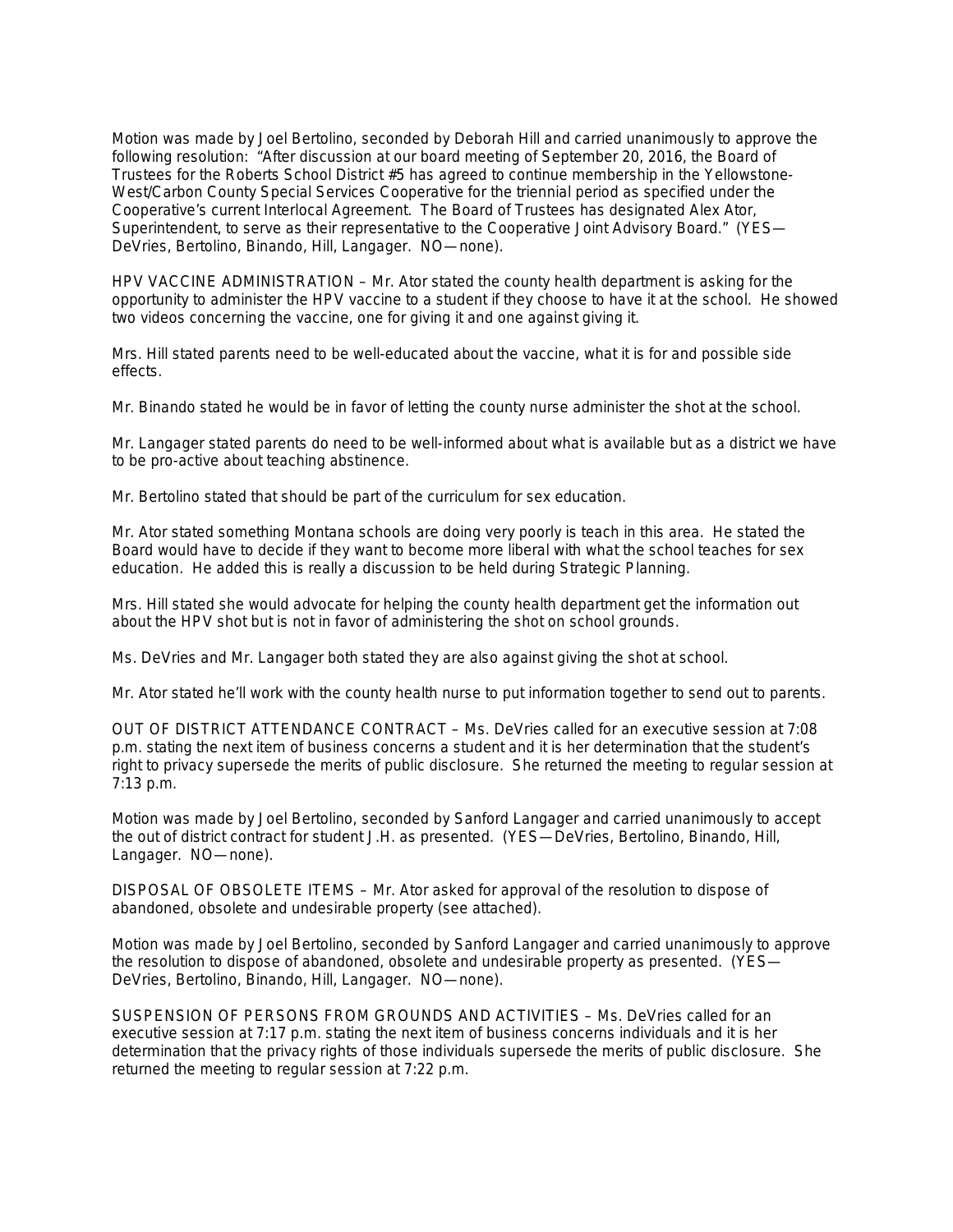Motion was made by Joel Bertolino, seconded by Deborah Hill and carried unanimously to approve the following resolution: "After discussion at our board meeting of September 20, 2016, the Board of Trustees for the Roberts School District #5 has agreed to continue membership in the Yellowstone-West/Carbon County Special Services Cooperative for the triennial period as specified under the Cooperative's current Interlocal Agreement. The Board of Trustees has designated Alex Ator, Superintendent, to serve as their representative to the Cooperative Joint Advisory Board." (YES—DeVries, Bertolino, Binando, Hill, Langager. NO—none).

HPV VACCINE ADMINISTRATION – Mr. Ator stated the county health department is asking for the opportunity to administer the HPV vaccine to a student if they choose to have it at the school. He showed two videos concerning the vaccine, one for giving it and one against giving it.

Mrs. Hill stated parents need to be well-educated about the vaccine, what it is for and possible side effects.

Mr. Binando stated he would be in favor of letting the county nurse administer the shot at the school.

Mr. Langager stated parents do need to be well-informed about what is available but as a district we have to be pro-active about teaching abstinence.

Mr. Bertolino stated that should be part of the curriculum for sex education.

Mr. Ator stated something Montana schools are doing very poorly is teach in this area. He stated the Board would have to decide if they want to become more liberal with what the school teaches for sex education. He added this is really a discussion to be held during Strategic Planning.

Mrs. Hill stated she would advocate for helping the county health department get the information out about the HPV shot but is not in favor of administering the shot on school grounds.

Ms. DeVries and Mr. Langager both stated they are also against giving the shot at school.

Mr. Ator stated he'll work with the county health nurse to put information together to send out to parents.

OUT OF DISTRICT ATTENDANCE CONTRACT – Ms. DeVries called for an executive session at 7:08 p.m. stating the next item of business concerns a student and it is her determination that the student's right to privacy supersede the merits of public disclosure. She returned the meeting to regular session at 7:13 p.m.

Motion was made by Joel Bertolino, seconded by Sanford Langager and carried unanimously to accept the out of district contract for student J.H. as presented. (YES—DeVries, Bertolino, Binando, Hill, Langager. NO—none).

DISPOSAL OF OBSOLETE ITEMS – Mr. Ator asked for approval of the resolution to dispose of abandoned, obsolete and undesirable property (see attached).

Motion was made by Joel Bertolino, seconded by Sanford Langager and carried unanimously to approve the resolution to dispose of abandoned, obsolete and undesirable property as presented. (YES—DeVries, Bertolino, Binando, Hill, Langager. NO—none).

SUSPENSION OF PERSONS FROM GROUNDS AND ACTIVITIES – Ms. DeVries called for an executive session at 7:17 p.m. stating the next item of business concerns individuals and it is her determination that the privacy rights of those individuals supersede the merits of public disclosure. She returned the meeting to regular session at 7:22 p.m.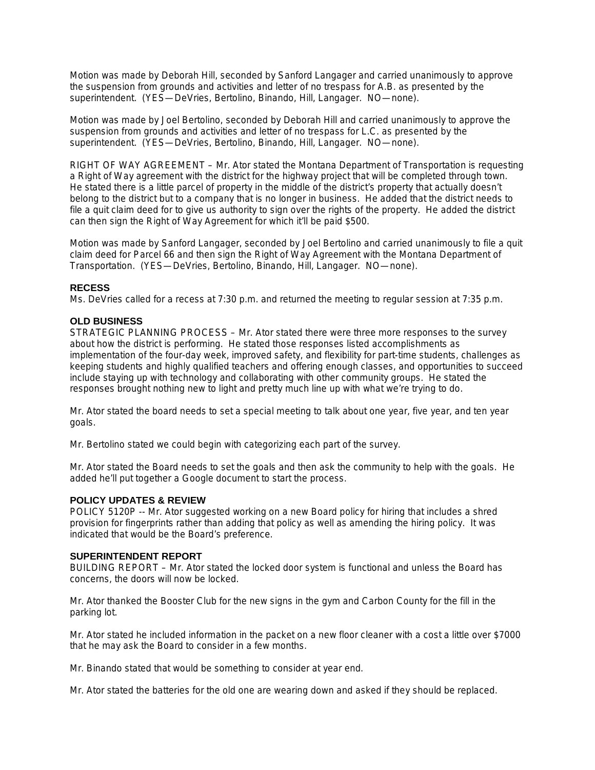Motion was made by Deborah Hill, seconded by Sanford Langager and carried unanimously to approve the suspension from grounds and activities and letter of no trespass for A.B. as presented by the superintendent. (YES—DeVries, Bertolino, Binando, Hill, Langager. NO—none).

Motion was made by Joel Bertolino, seconded by Deborah Hill and carried unanimously to approve the suspension from grounds and activities and letter of no trespass for L.C. as presented by the superintendent. (YES—DeVries, Bertolino, Binando, Hill, Langager. NO—none).

RIGHT OF WAY AGREEMENT – Mr. Ator stated the Montana Department of Transportation is requesting a Right of Way agreement with the district for the highway project that will be completed through town. He stated there is a little parcel of property in the middle of the district's property that actually doesn't belong to the district but to a company that is no longer in business. He added that the district needs to file a quit claim deed for to give us authority to sign over the rights of the property. He added the district can then sign the Right of Way Agreement for which it'll be paid $500.

Motion was made by Sanford Langager, seconded by Joel Bertolino and carried unanimously to file a quit claim deed for Parcel 66 and then sign the Right of Way Agreement with the Montana Department of Transportation. (YES—DeVries, Bertolino, Binando, Hill, Langager. NO—none).

### RECESS

Ms. DeVries called for a recess at 7:30 p.m. and returned the meeting to regular session at 7:35 p.m.

### OLD BUSINESS

STRATEGIC PLANNING PROCESS – Mr. Ator stated there were three more responses to the survey about how the district is performing. He stated those responses listed accomplishments as implementation of the four-day week, improved safety, and flexibility for part-time students, challenges as keeping students and highly qualified teachers and offering enough classes, and opportunities to succeed include staying up with technology and collaborating with other community groups. He stated the responses brought nothing new to light and pretty much line up with what we're trying to do.

Mr. Ator stated the board needs to set a special meeting to talk about one year, five year, and ten year goals.

Mr. Bertolino stated we could begin with categorizing each part of the survey.

Mr. Ator stated the Board needs to set the goals and then ask the community to help with the goals. He added he'll put together a Google document to start the process.

### POLICY UPDATES & REVIEW

POLICY 5120P -- Mr. Ator suggested working on a new Board policy for hiring that includes a shred provision for fingerprints rather than adding that policy as well as amending the hiring policy. It was indicated that would be the Board's preference.

### SUPERINTENDENT REPORT

BUILDING REPORT – Mr. Ator stated the locked door system is functional and unless the Board has concerns, the doors will now be locked.

Mr. Ator thanked the Booster Club for the new signs in the gym and Carbon County for the fill in the parking lot.

Mr. Ator stated he included information in the packet on a new floor cleaner with a cost a little over $7000 that he may ask the Board to consider in a few months.

Mr. Binando stated that would be something to consider at year end.

Mr. Ator stated the batteries for the old one are wearing down and asked if they should be replaced.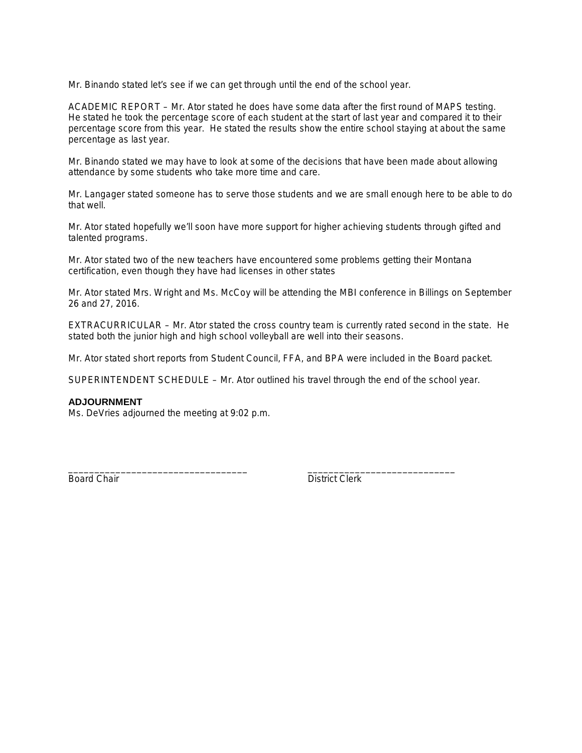Mr. Binando stated let's see if we can get through until the end of the school year.

ACADEMIC REPORT – Mr. Ator stated he does have some data after the first round of MAPS testing. He stated he took the percentage score of each student at the start of last year and compared it to their percentage score from this year. He stated the results show the entire school staying at about the same percentage as last year.

Mr. Binando stated we may have to look at some of the decisions that have been made about allowing attendance by some students who take more time and care.

Mr. Langager stated someone has to serve those students and we are small enough here to be able to do that well.

Mr. Ator stated hopefully we'll soon have more support for higher achieving students through gifted and talented programs.

Mr. Ator stated two of the new teachers have encountered some problems getting their Montana certification, even though they have had licenses in other states

Mr. Ator stated Mrs. Wright and Ms. McCoy will be attending the MBI conference in Billings on September 26 and 27, 2016.

EXTRACURRICULAR – Mr. Ator stated the cross country team is currently rated second in the state. He stated both the junior high and high school volleyball are well into their seasons.

Mr. Ator stated short reports from Student Council, FFA, and BPA were included in the Board packet.

SUPERINTENDENT SCHEDULE – Mr. Ator outlined his travel through the end of the school year.

**ADJOURNMENT**

Ms. DeVries adjourned the meeting at 9:02 p.m.

_________________________________ _____________________________

Board Chair District Clerk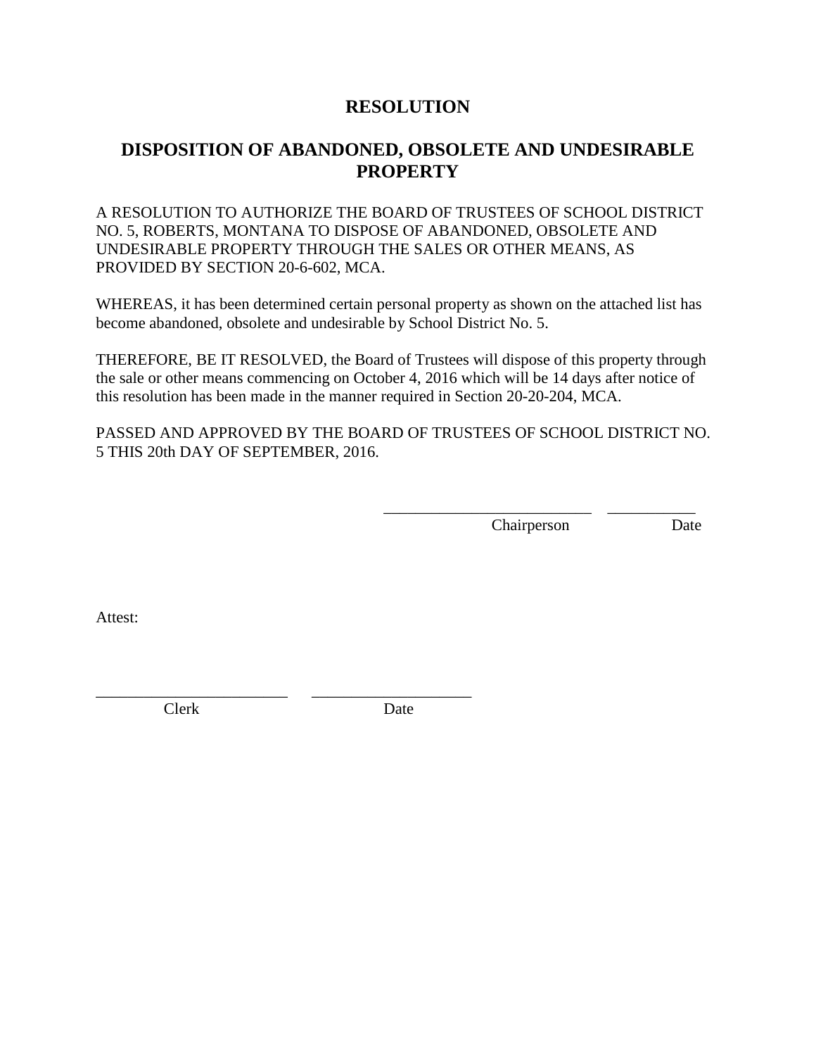# RESOLUTION

## DISPOSITION OF ABANDONED, OBSOLETE AND UNDESIRABLE PROPERTY

A RESOLUTION TO AUTHORIZE THE BOARD OF TRUSTEES OF SCHOOL DISTRICT NO. 5, ROBERTS, MONTANA TO DISPOSE OF ABANDONED, OBSOLETE AND UNDESIRABLE PROPERTY THROUGH THE SALES OR OTHER MEANS, AS PROVIDED BY SECTION 20-6-602, MCA.

WHEREAS, it has been determined certain personal property as shown on the attached list has become abandoned, obsolete and undesirable by School District No. 5.

THEREFORE, BE IT RESOLVED, the Board of Trustees will dispose of this property through the sale or other means commencing on October 4, 2016 which will be 14 days after notice of this resolution has been made in the manner required in Section 20-20-204, MCA.

PASSED AND APPROVED BY THE BOARD OF TRUSTEES OF SCHOOL DISTRICT NO. 5 THIS 20th DAY OF SEPTEMBER, 2016.

__________________________ ___________
Chairperson Date

Attest:

________________________ ____________________
Clerk Date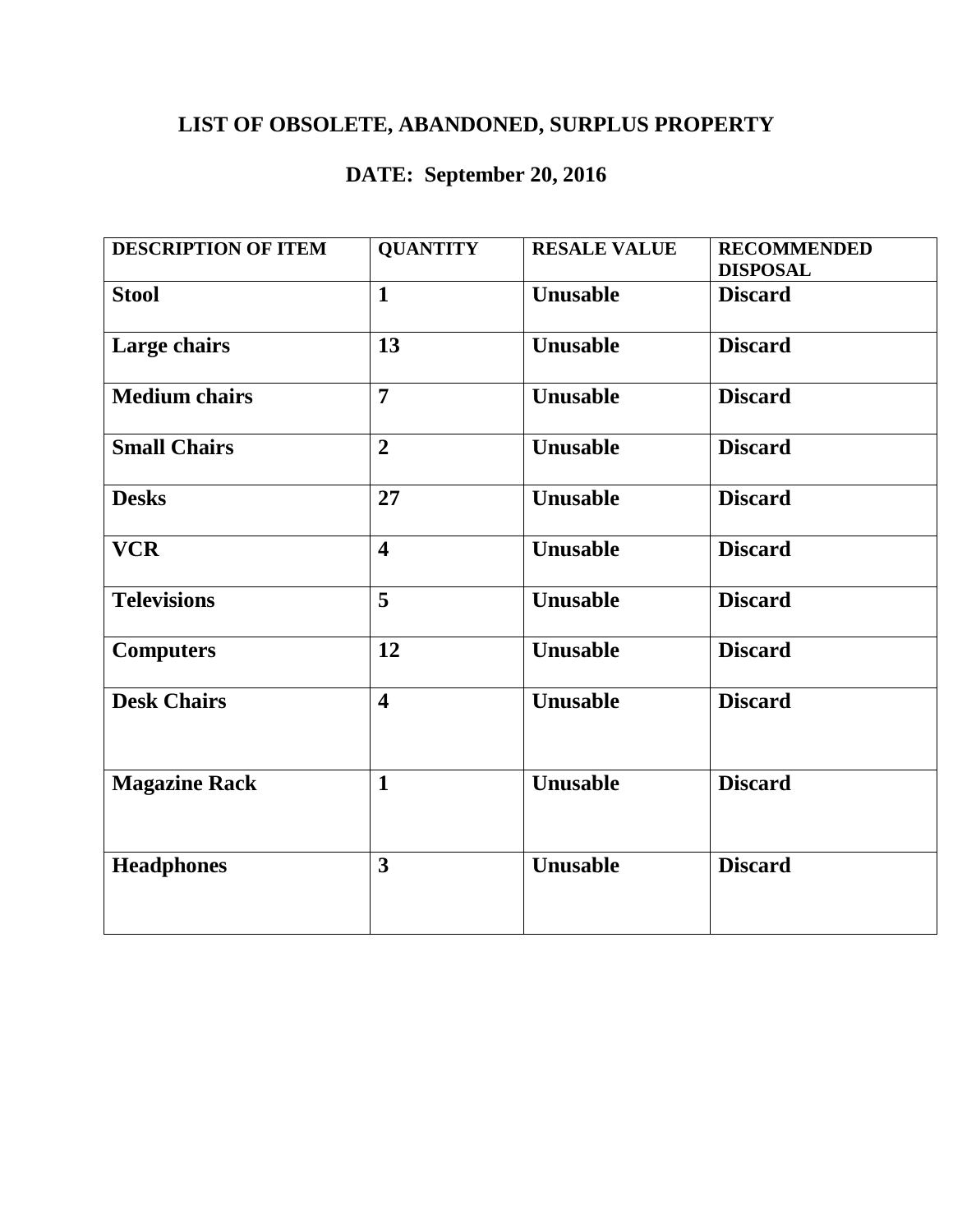# LIST OF OBSOLETE, ABANDONED, SURPLUS PROPERTY

## DATE: September 20, 2016

| DESCRIPTION OF ITEM | QUANTITY | RESALE VALUE | RECOMMENDED DISPOSAL |
|---|---|---|---|
| **Stool** | **1** | **Unusable** | **Discard** |
| **Large chairs** | **13** | **Unusable** | **Discard** |
| **Medium chairs** | **7** | **Unusable** | **Discard** |
| **Small Chairs** | **2** | **Unusable** | **Discard** |
| **Desks** | **27** | **Unusable** | **Discard** |
| **VCR** | **4** | **Unusable** | **Discard** |
| **Televisions** | **5** | **Unusable** | **Discard** |
| **Computers** | **12** | **Unusable** | **Discard** |
| **Desk Chairs** | **4** | **Unusable** | **Discard** |
| **Magazine Rack** | **1** | **Unusable** | **Discard** |
| **Headphones** | **3** | **Unusable** | **Discard** |